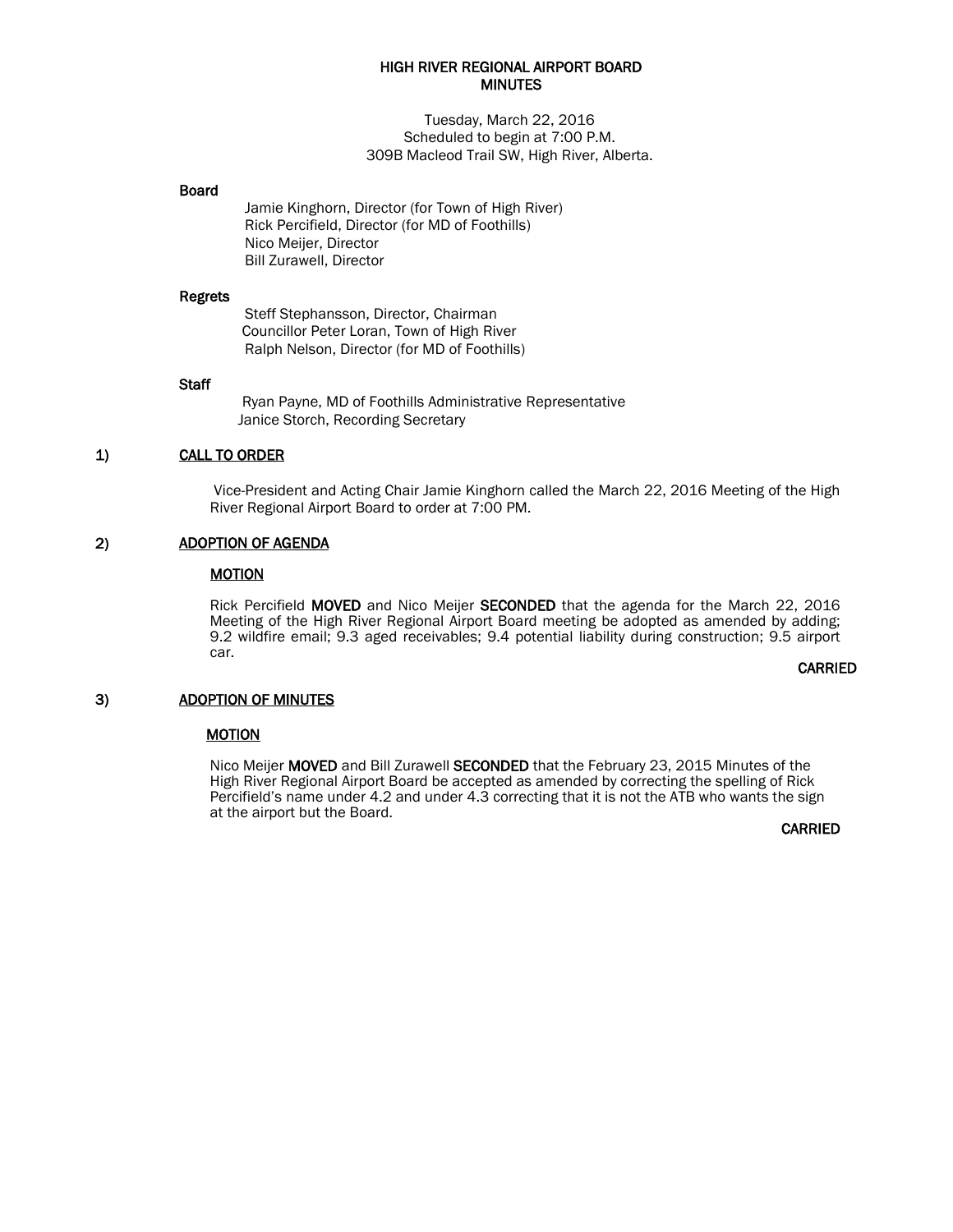# HIGH RIVER REGIONAL AIRPORT BOARD
## MINUTES

Tuesday, March 22, 2016
Scheduled to begin at 7:00 P.M.
309B Macleod Trail SW, High River, Alberta.

**Board**

Jamie Kinghorn, Director (for Town of High River)
Rick Percifield, Director (for MD of Foothills)
Nico Meijer, Director
Bill Zurawell, Director

**Regrets**

Steff Stephansson, Director, Chairman
Councillor Peter Loran, Town of High River
Ralph Nelson, Director (for MD of Foothills)

**Staff**

Ryan Payne, MD of Foothills Administrative Representative
Janice Storch, Recording Secretary

### 1) CALL TO ORDER

Vice-President and Acting Chair Jamie Kinghorn called the March 22, 2016 Meeting of the High River Regional Airport Board to order at 7:00 PM.

### 2) ADOPTION OF AGENDA

**MOTION**

Rick Percifield **MOVED** and Nico Meijer **SECONDED** that the agenda for the March 22, 2016 Meeting of the High River Regional Airport Board meeting be adopted as amended by adding; 9.2 wildfire email; 9.3 aged receivables; 9.4 potential liability during construction; 9.5 airport car.

**CARRIED**

### 3) ADOPTION OF MINUTES

**MOTION**

Nico Meijer **MOVED** and Bill Zurawell **SECONDED** that the February 23, 2015 Minutes of the High River Regional Airport Board be accepted as amended by correcting the spelling of Rick Percifield's name under 4.2 and under 4.3 correcting that it is not the ATB who wants the sign at the airport but the Board.

**CARRIED**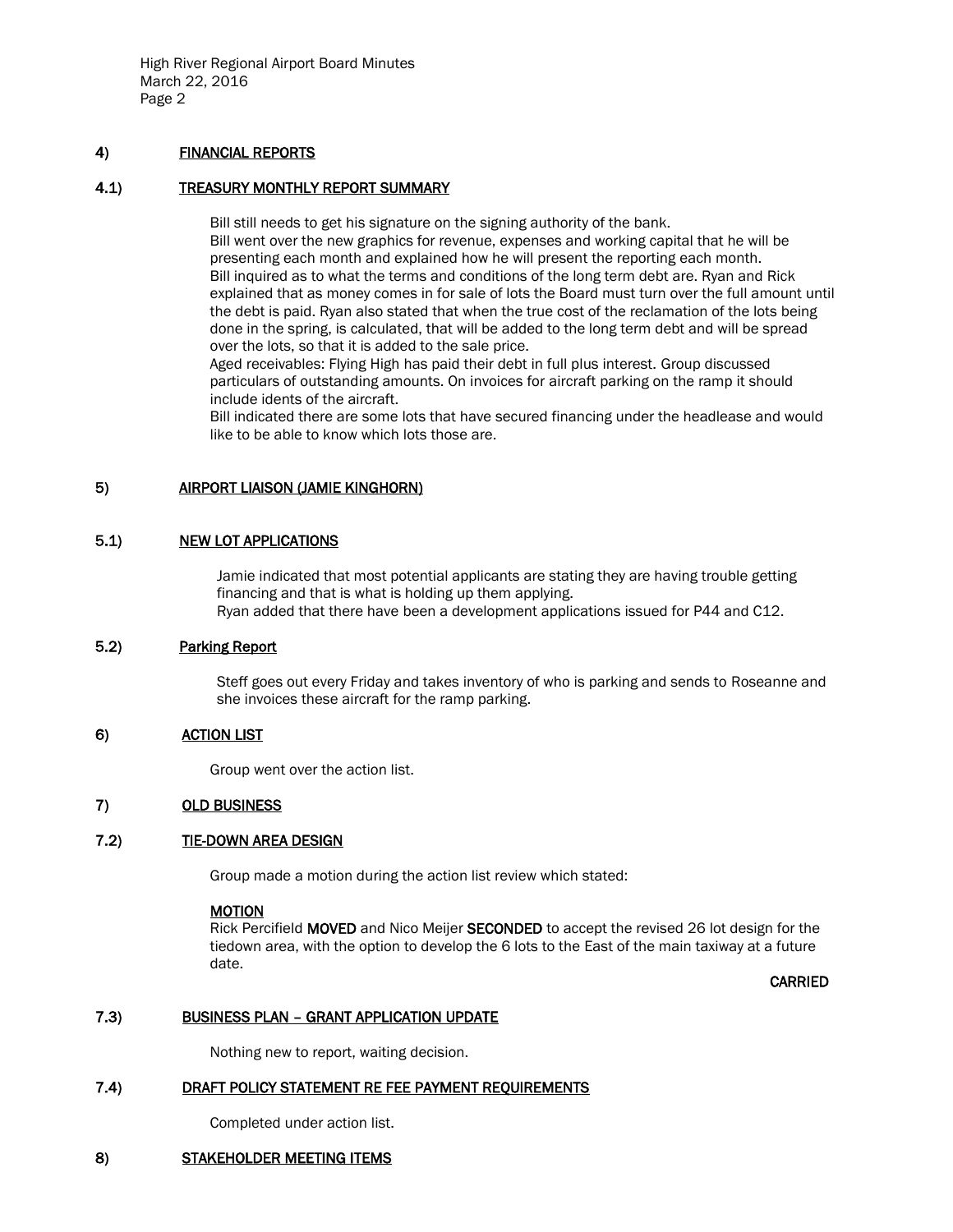## 4) FINANCIAL REPORTS

### 4.1) TREASURY MONTHLY REPORT SUMMARY

Bill still needs to get his signature on the signing authority of the bank.
Bill went over the new graphics for revenue, expenses and working capital that he will be presenting each month and explained how he will present the reporting each month.
Bill inquired as to what the terms and conditions of the long term debt are. Ryan and Rick explained that as money comes in for sale of lots the Board must turn over the full amount until the debt is paid. Ryan also stated that when the true cost of the reclamation of the lots being done in the spring, is calculated, that will be added to the long term debt and will be spread over the lots, so that it is added to the sale price.
Aged receivables: Flying High has paid their debt in full plus interest. Group discussed particulars of outstanding amounts. On invoices for aircraft parking on the ramp it should include idents of the aircraft.
Bill indicated there are some lots that have secured financing under the headlease and would like to be able to know which lots those are.

## 5) AIRPORT LIAISON (JAMIE KINGHORN)

### 5.1) NEW LOT APPLICATIONS

Jamie indicated that most potential applicants are stating they are having trouble getting financing and that is what is holding up them applying.
Ryan added that there have been a development applications issued for P44 and C12.

### 5.2) Parking Report

Steff goes out every Friday and takes inventory of who is parking and sends to Roseanne and she invoices these aircraft for the ramp parking.

## 6) ACTION LIST

Group went over the action list.

## 7) OLD BUSINESS

### 7.2) TIE-DOWN AREA DESIGN

Group made a motion during the action list review which stated:

**MOTION**
Rick Percifield **MOVED** and Nico Meijer **SECONDED** to accept the revised 26 lot design for the tiedown area, with the option to develop the 6 lots to the East of the main taxiway at a future date.

**CARRIED**

### 7.3) BUSINESS PLAN – GRANT APPLICATION UPDATE

Nothing new to report, waiting decision.

### 7.4) DRAFT POLICY STATEMENT RE FEE PAYMENT REQUIREMENTS

Completed under action list.

## 8) STAKEHOLDER MEETING ITEMS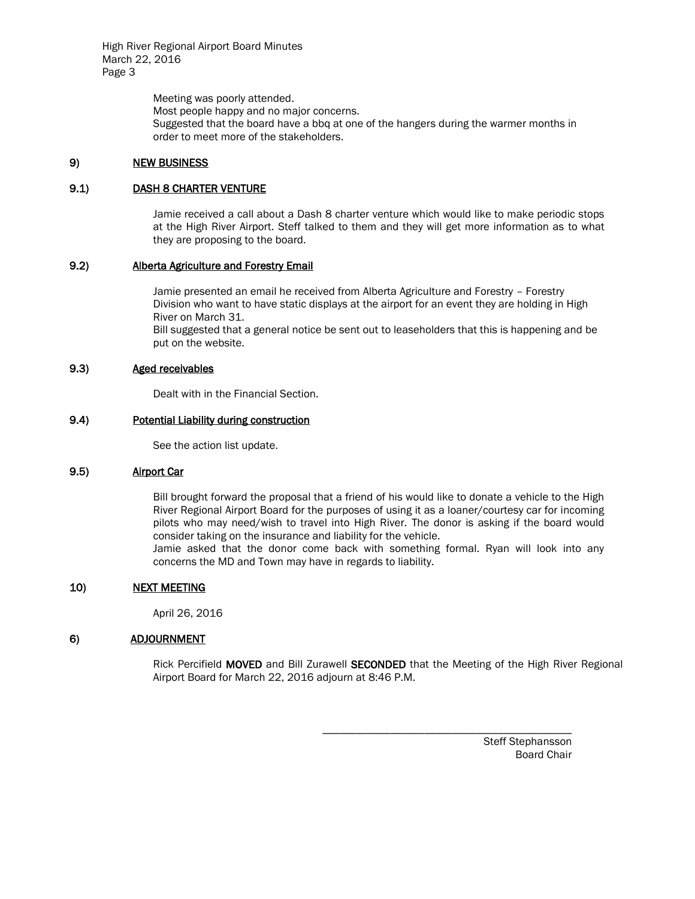Meeting was poorly attended.
Most people happy and no major concerns.
Suggested that the board have a bbq at one of the hangers during the warmer months in order to meet more of the stakeholders.

## 9) NEW BUSINESS

### 9.1) DASH 8 CHARTER VENTURE

Jamie received a call about a Dash 8 charter venture which would like to make periodic stops at the High River Airport. Steff talked to them and they will get more information as to what they are proposing to the board.

### 9.2) Alberta Agriculture and Forestry Email

Jamie presented an email he received from Alberta Agriculture and Forestry – Forestry Division who want to have static displays at the airport for an event they are holding in High River on March 31.
Bill suggested that a general notice be sent out to leaseholders that this is happening and be put on the website.

### 9.3) Aged receivables

Dealt with in the Financial Section.

### 9.4) Potential Liability during construction

See the action list update.

### 9.5) Airport Car

Bill brought forward the proposal that a friend of his would like to donate a vehicle to the High River Regional Airport Board for the purposes of using it as a loaner/courtesy car for incoming pilots who may need/wish to travel into High River. The donor is asking if the board would consider taking on the insurance and liability for the vehicle.
Jamie asked that the donor come back with something formal. Ryan will look into any concerns the MD and Town may have in regards to liability.

## 10) NEXT MEETING

April 26, 2016

## 6) ADJOURNMENT

Rick Percifield **MOVED** and Bill Zurawell **SECONDED** that the Meeting of the High River Regional Airport Board for March 22, 2016 adjourn at 8:46 P.M.

\_\_\_\_\_\_\_\_\_\_\_\_\_\_\_\_\_\_\_\_\_\_\_\_\_\_\_\_\_\_\_\_\_\_\_\_\_\_\_\_

Steff Stephansson
Board Chair